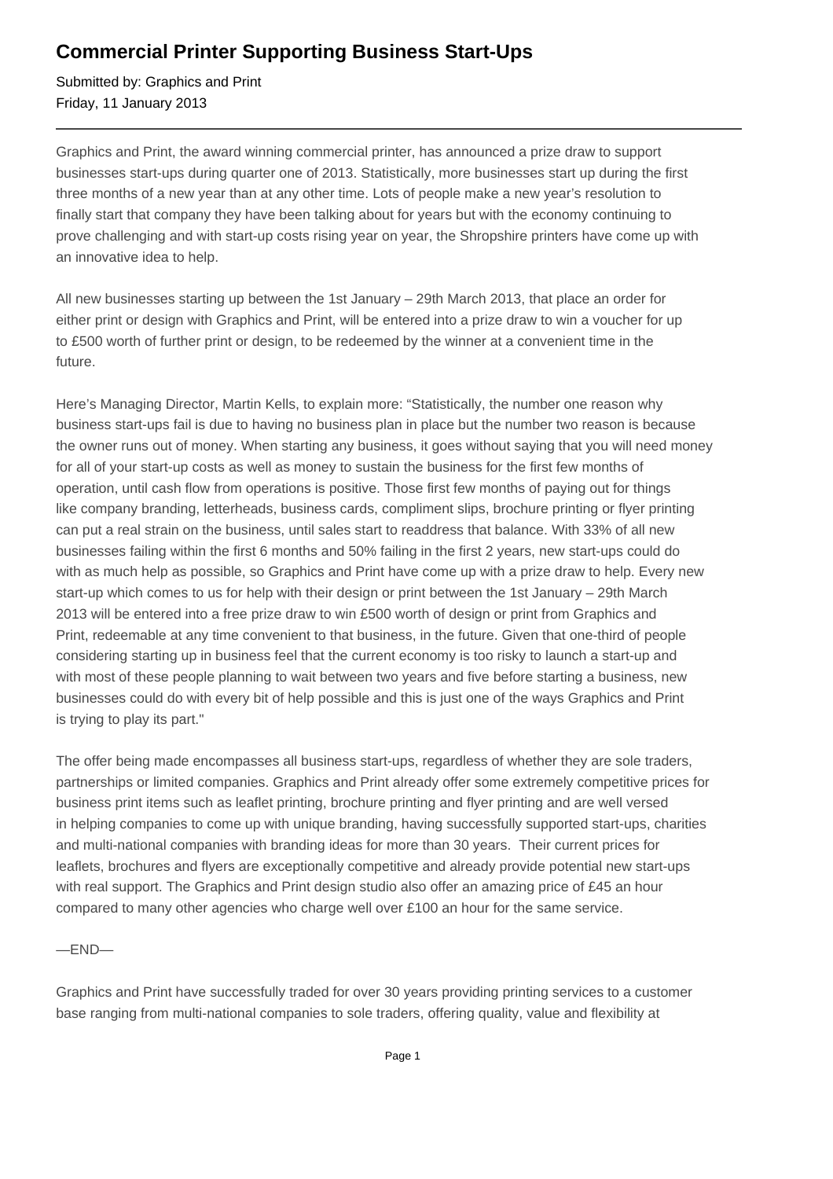# Commercial Printer Supporting Business Start-Ups

Submitted by: Graphics and Print
Friday, 11 January 2013

---

Graphics and Print, the award winning commercial printer, has announced a prize draw to support businesses start-ups during quarter one of 2013. Statistically, more businesses start up during the first three months of a new year than at any other time. Lots of people make a new year's resolution to finally start that company they have been talking about for years but with the economy continuing to prove challenging and with start-up costs rising year on year, the Shropshire printers have come up with an innovative idea to help.

All new businesses starting up between the 1st January – 29th March 2013, that place an order for either print or design with Graphics and Print, will be entered into a prize draw to win a voucher for up to £500 worth of further print or design, to be redeemed by the winner at a convenient time in the future.

Here's Managing Director, Martin Kells, to explain more: "Statistically, the number one reason why business start-ups fail is due to having no business plan in place but the number two reason is because the owner runs out of money. When starting any business, it goes without saying that you will need money for all of your start-up costs as well as money to sustain the business for the first few months of operation, until cash flow from operations is positive. Those first few months of paying out for things like company branding, letterheads, business cards, compliment slips, brochure printing or flyer printing can put a real strain on the business, until sales start to readdress that balance. With 33% of all new businesses failing within the first 6 months and 50% failing in the first 2 years, new start-ups could do with as much help as possible, so Graphics and Print have come up with a prize draw to help. Every new start-up which comes to us for help with their design or print between the 1st January – 29th March 2013 will be entered into a free prize draw to win £500 worth of design or print from Graphics and Print, redeemable at any time convenient to that business, in the future. Given that one-third of people considering starting up in business feel that the current economy is too risky to launch a start-up and with most of these people planning to wait between two years and five before starting a business, new businesses could do with every bit of help possible and this is just one of the ways Graphics and Print is trying to play its part."

The offer being made encompasses all business start-ups, regardless of whether they are sole traders, partnerships or limited companies. Graphics and Print already offer some extremely competitive prices for business print items such as leaflet printing, brochure printing and flyer printing and are well versed in helping companies to come up with unique branding, having successfully supported start-ups, charities and multi-national companies with branding ideas for more than 30 years. Their current prices for leaflets, brochures and flyers are exceptionally competitive and already provide potential new start-ups with real support. The Graphics and Print design studio also offer an amazing price of £45 an hour compared to many other agencies who charge well over £100 an hour for the same service.

—END—

Graphics and Print have successfully traded for over 30 years providing printing services to a customer base ranging from multi-national companies to sole traders, offering quality, value and flexibility at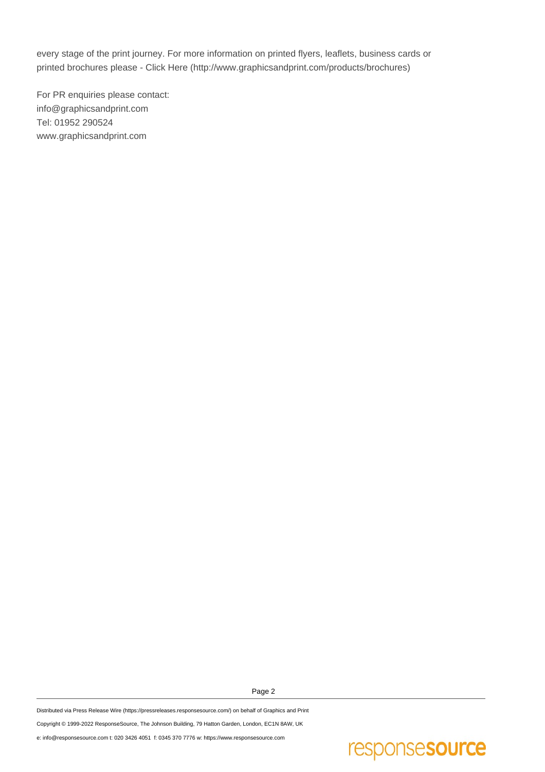every stage of the print journey. For more information on printed flyers, leaflets, business cards or printed brochures please - Click Here (http://www.graphicsandprint.com/products/brochures)

For PR enquiries please contact:
info@graphicsandprint.com
Tel: 01952 290524
www.graphicsandprint.com

Distributed via Press Release Wire (https://pressreleases.responsesource.com/) on behalf of Graphics and Print

Copyright © 1999-2022 ResponseSource, The Johnson Building, 79 Hatton Garden, London, EC1N 8AW, UK

e: info@responsesource.com t: 020 3426 4051 f: 0345 370 7776 w: https://www.responsesource.com

responsesource